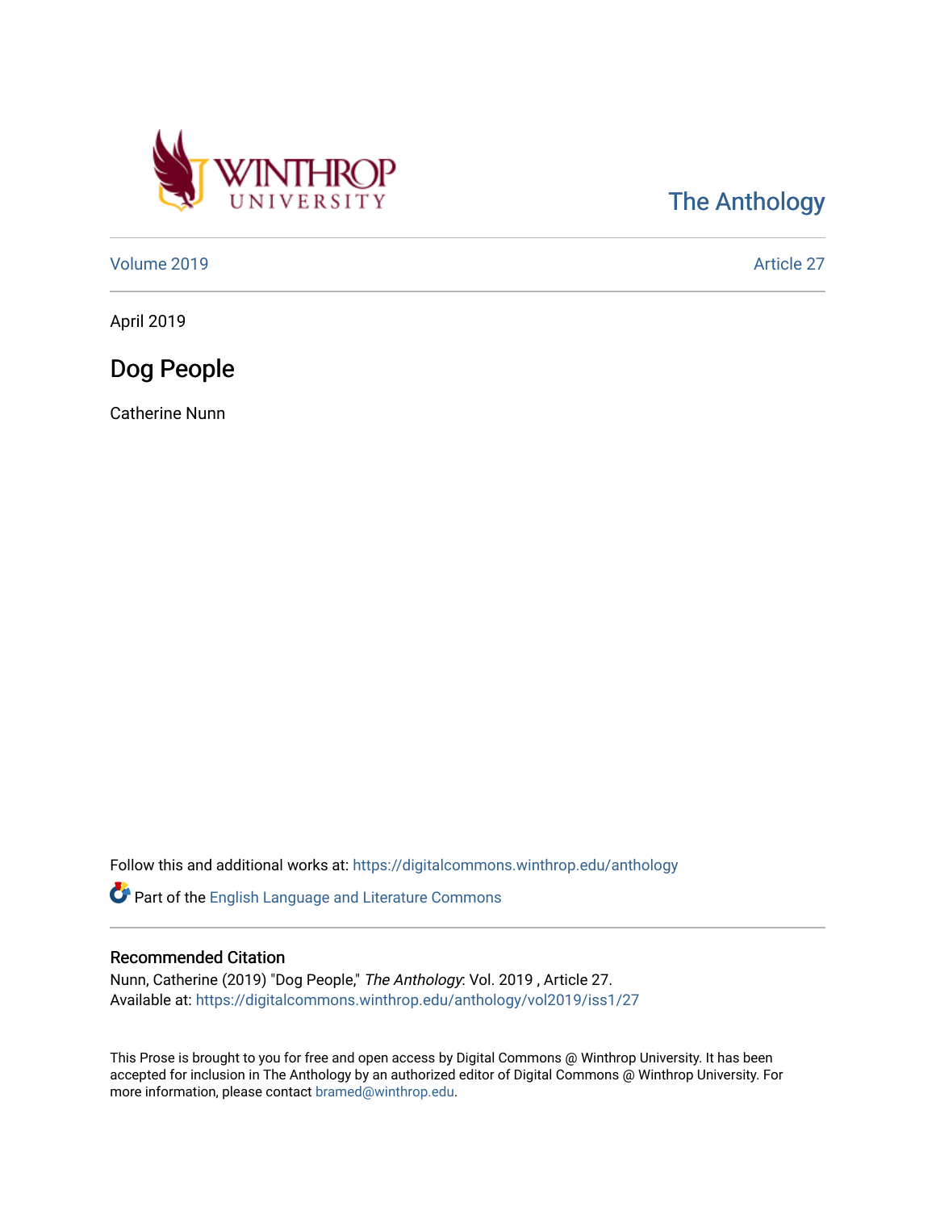The Anthology

Volume 2019 | Article 27

April 2019

# Dog People

Catherine Nunn

Follow this and additional works at: https://digitalcommons.winthrop.edu/anthology

Part of the English Language and Literature Commons

## Recommended Citation

Nunn, Catherine (2019) "Dog People," *The Anthology*: Vol. 2019 , Article 27.
Available at: https://digitalcommons.winthrop.edu/anthology/vol2019/iss1/27

This Prose is brought to you for free and open access by Digital Commons @ Winthrop University. It has been accepted for inclusion in The Anthology by an authorized editor of Digital Commons @ Winthrop University. For more information, please contact bramed@winthrop.edu.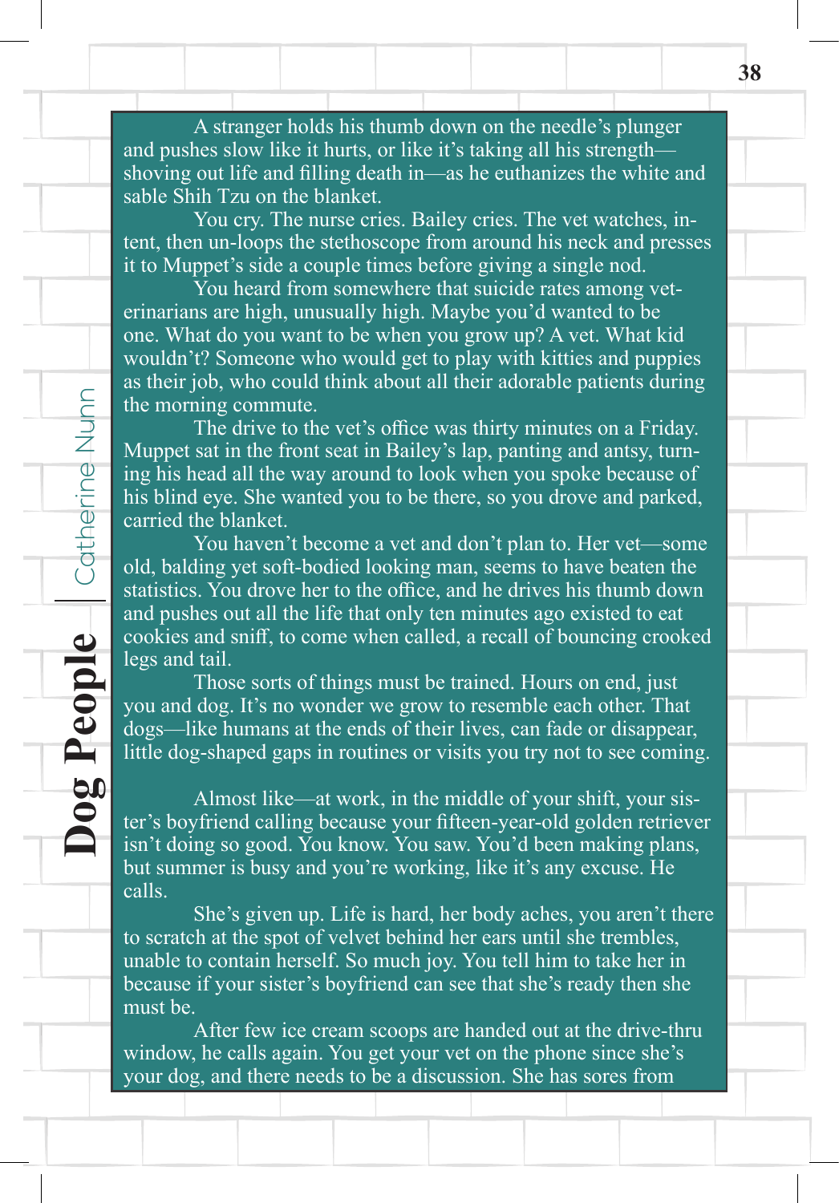A stranger holds his thumb down on the needle's plunger and pushes slow like it hurts, or like it's taking all his strength—shoving out life and filling death in—as he euthanizes the white and sable Shih Tzu on the blanket.

You cry. The nurse cries. Bailey cries. The vet watches, intent, then un-loops the stethoscope from around his neck and presses it to Muppet's side a couple times before giving a single nod.

You heard from somewhere that suicide rates among veterinarians are high, unusually high. Maybe you'd wanted to be one. What do you want to be when you grow up? A vet. What kid wouldn't? Someone who would get to play with kitties and puppies as their job, who could think about all their adorable patients during the morning commute.

The drive to the vet's office was thirty minutes on a Friday. Muppet sat in the front seat in Bailey's lap, panting and antsy, turning his head all the way around to look when you spoke because of his blind eye. She wanted you to be there, so you drove and parked, carried the blanket.

You haven't become a vet and don't plan to. Her vet—some old, balding yet soft-bodied looking man, seems to have beaten the statistics. You drove her to the office, and he drives his thumb down and pushes out all the life that only ten minutes ago existed to eat cookies and sniff, to come when called, a recall of bouncing crooked legs and tail.

Those sorts of things must be trained. Hours on end, just you and dog. It's no wonder we grow to resemble each other. That dogs—like humans at the ends of their lives, can fade or disappear, little dog-shaped gaps in routines or visits you try not to see coming.

Almost like—at work, in the middle of your shift, your sister's boyfriend calling because your fifteen-year-old golden retriever isn't doing so good. You know. You saw. You'd been making plans, but summer is busy and you're working, like it's any excuse. He calls.

She's given up. Life is hard, her body aches, you aren't there to scratch at the spot of velvet behind her ears until she trembles, unable to contain herself. So much joy. You tell him to take her in because if your sister's boyfriend can see that she's ready then she must be.

After few ice cream scoops are handed out at the drive-thru window, he calls again. You get your vet on the phone since she's your dog, and there needs to be a discussion. She has sores from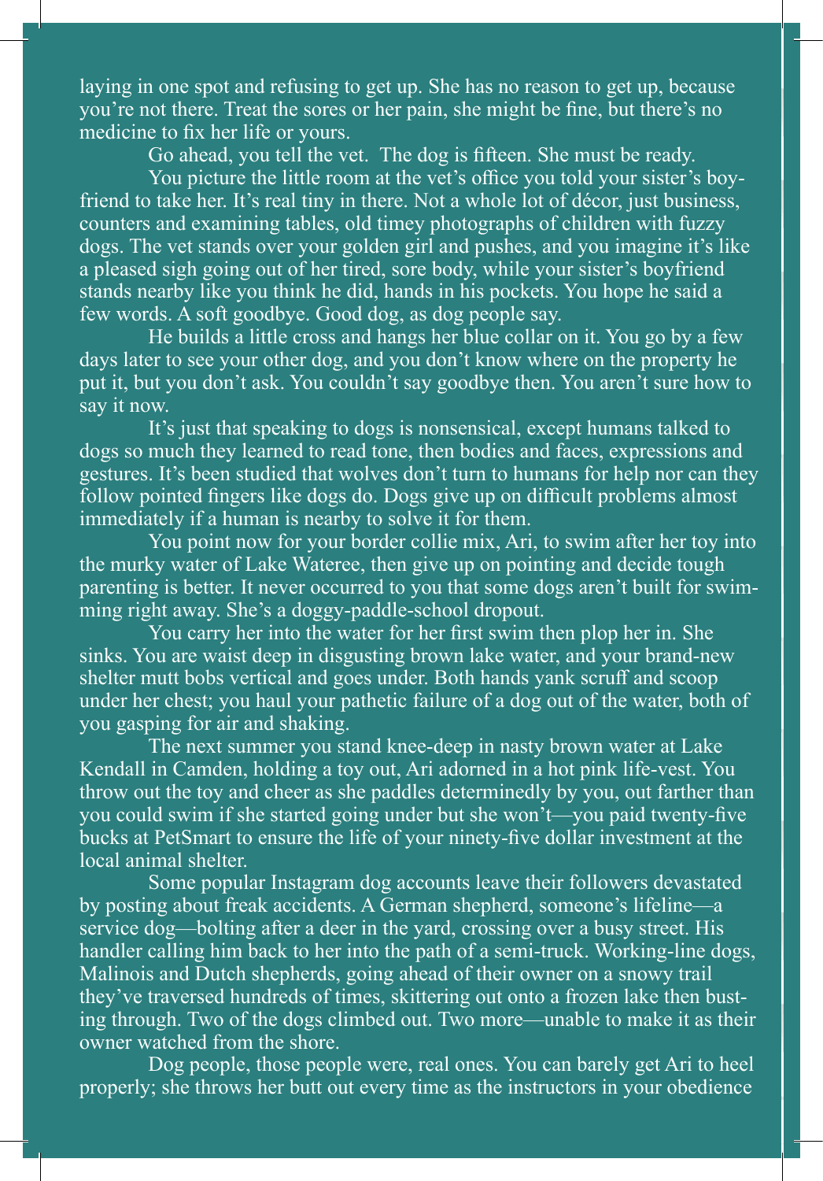laying in one spot and refusing to get up. She has no reason to get up, because you're not there. Treat the sores or her pain, she might be fine, but there's no medicine to fix her life or yours.

Go ahead, you tell the vet. The dog is fifteen. She must be ready.

You picture the little room at the vet's office you told your sister's boyfriend to take her. It's real tiny in there. Not a whole lot of décor, just business, counters and examining tables, old timey photographs of children with fuzzy dogs. The vet stands over your golden girl and pushes, and you imagine it's like a pleased sigh going out of her tired, sore body, while your sister's boyfriend stands nearby like you think he did, hands in his pockets. You hope he said a few words. A soft goodbye. Good dog, as dog people say.

He builds a little cross and hangs her blue collar on it. You go by a few days later to see your other dog, and you don't know where on the property he put it, but you don't ask. You couldn't say goodbye then. You aren't sure how to say it now.

It's just that speaking to dogs is nonsensical, except humans talked to dogs so much they learned to read tone, then bodies and faces, expressions and gestures. It's been studied that wolves don't turn to humans for help nor can they follow pointed fingers like dogs do. Dogs give up on difficult problems almost immediately if a human is nearby to solve it for them.

You point now for your border collie mix, Ari, to swim after her toy into the murky water of Lake Wateree, then give up on pointing and decide tough parenting is better. It never occurred to you that some dogs aren't built for swimming right away. She's a doggy-paddle-school dropout.

You carry her into the water for her first swim then plop her in. She sinks. You are waist deep in disgusting brown lake water, and your brand-new shelter mutt bobs vertical and goes under. Both hands yank scruff and scoop under her chest; you haul your pathetic failure of a dog out of the water, both of you gasping for air and shaking.

The next summer you stand knee-deep in nasty brown water at Lake Kendall in Camden, holding a toy out, Ari adorned in a hot pink life-vest. You throw out the toy and cheer as she paddles determinedly by you, out farther than you could swim if she started going under but she won't—you paid twenty-five bucks at PetSmart to ensure the life of your ninety-five dollar investment at the local animal shelter.

Some popular Instagram dog accounts leave their followers devastated by posting about freak accidents. A German shepherd, someone's lifeline—a service dog—bolting after a deer in the yard, crossing over a busy street. His handler calling him back to her into the path of a semi-truck. Working-line dogs, Malinois and Dutch shepherds, going ahead of their owner on a snowy trail they've traversed hundreds of times, skittering out onto a frozen lake then busting through. Two of the dogs climbed out. Two more—unable to make it as their owner watched from the shore.

Dog people, those people were, real ones. You can barely get Ari to heel properly; she throws her butt out every time as the instructors in your obedience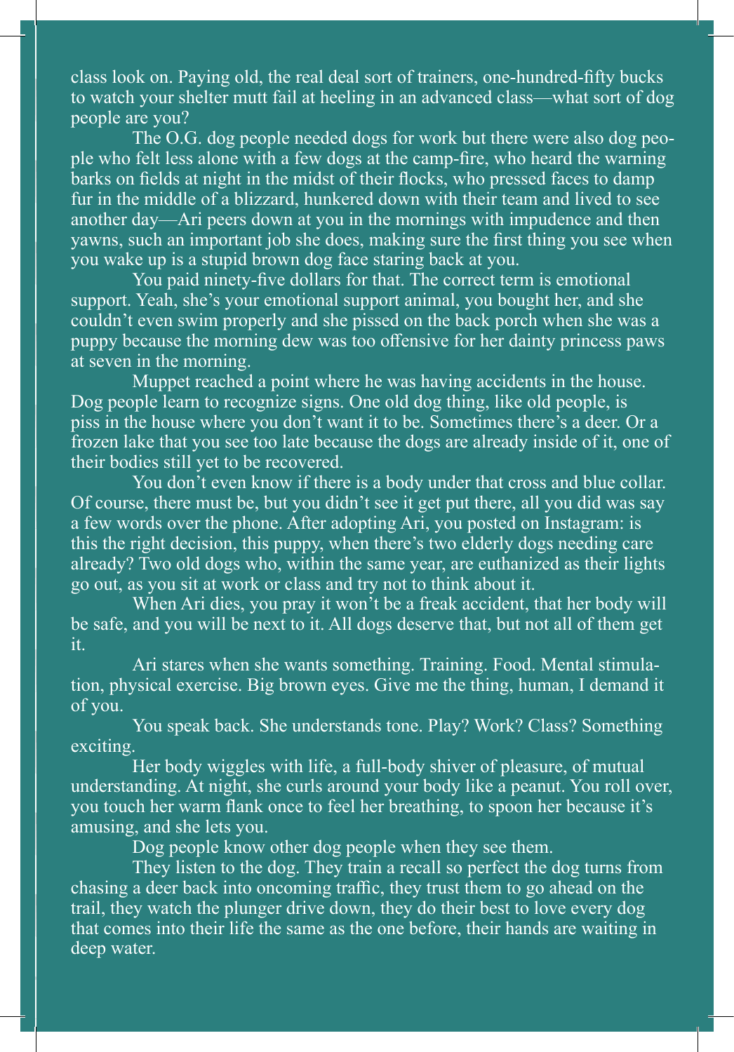class look on. Paying old, the real deal sort of trainers, one-hundred-fifty bucks to watch your shelter mutt fail at heeling in an advanced class—what sort of dog people are you?

The O.G. dog people needed dogs for work but there were also dog people who felt less alone with a few dogs at the camp-fire, who heard the warning barks on fields at night in the midst of their flocks, who pressed faces to damp fur in the middle of a blizzard, hunkered down with their team and lived to see another day—Ari peers down at you in the mornings with impudence and then yawns, such an important job she does, making sure the first thing you see when you wake up is a stupid brown dog face staring back at you.

You paid ninety-five dollars for that. The correct term is emotional support. Yeah, she's your emotional support animal, you bought her, and she couldn't even swim properly and she pissed on the back porch when she was a puppy because the morning dew was too offensive for her dainty princess paws at seven in the morning.

Muppet reached a point where he was having accidents in the house. Dog people learn to recognize signs. One old dog thing, like old people, is piss in the house where you don't want it to be. Sometimes there's a deer. Or a frozen lake that you see too late because the dogs are already inside of it, one of their bodies still yet to be recovered.

You don't even know if there is a body under that cross and blue collar. Of course, there must be, but you didn't see it get put there, all you did was say a few words over the phone. After adopting Ari, you posted on Instagram: is this the right decision, this puppy, when there's two elderly dogs needing care already? Two old dogs who, within the same year, are euthanized as their lights go out, as you sit at work or class and try not to think about it.

When Ari dies, you pray it won't be a freak accident, that her body will be safe, and you will be next to it. All dogs deserve that, but not all of them get it.

Ari stares when she wants something. Training. Food. Mental stimulation, physical exercise. Big brown eyes. Give me the thing, human, I demand it of you.

You speak back. She understands tone. Play? Work? Class? Something exciting.

Her body wiggles with life, a full-body shiver of pleasure, of mutual understanding. At night, she curls around your body like a peanut. You roll over, you touch her warm flank once to feel her breathing, to spoon her because it's amusing, and she lets you.

Dog people know other dog people when they see them.

They listen to the dog. They train a recall so perfect the dog turns from chasing a deer back into oncoming traffic, they trust them to go ahead on the trail, they watch the plunger drive down, they do their best to love every dog that comes into their life the same as the one before, their hands are waiting in deep water.